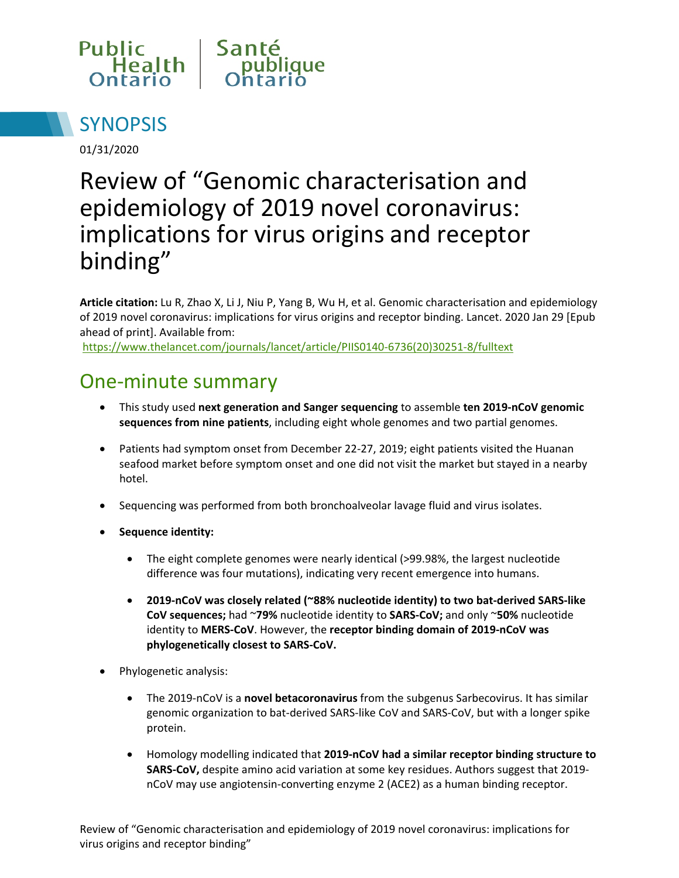Public Health Ontario | Santé publique Ontario

# SYNOPSIS

01/31/2020

# Review of "Genomic characterisation and epidemiology of 2019 novel coronavirus: implications for virus origins and receptor binding"

**Article citation:** Lu R, Zhao X, Li J, Niu P, Yang B, Wu H, et al. Genomic characterisation and epidemiology of 2019 novel coronavirus: implications for virus origins and receptor binding. Lancet. 2020 Jan 29 [Epub ahead of print]. Available from: https://www.thelancet.com/journals/lancet/article/PIIS0140-6736(20)30251-8/fulltext

## One-minute summary

- This study used **next generation and Sanger sequencing** to assemble **ten 2019-nCoV genomic sequences from nine patients**, including eight whole genomes and two partial genomes.
- Patients had symptom onset from December 22-27, 2019; eight patients visited the Huanan seafood market before symptom onset and one did not visit the market but stayed in a nearby hotel.
- Sequencing was performed from both bronchoalveolar lavage fluid and virus isolates.
- **Sequence identity:**
  - The eight complete genomes were nearly identical (>99.98%, the largest nucleotide difference was four mutations), indicating very recent emergence into humans.
  - **2019-nCoV was closely related (~88% nucleotide identity) to two bat-derived SARS-like CoV sequences;** had ~**79%** nucleotide identity to **SARS-CoV;** and only ~**50%** nucleotide identity to **MERS-CoV**. However, the **receptor binding domain of 2019-nCoV was phylogenetically closest to SARS-CoV.**
- Phylogenetic analysis:
  - The 2019-nCoV is a **novel betacoronavirus** from the subgenus Sarbecovirus. It has similar genomic organization to bat-derived SARS-like CoV and SARS-CoV, but with a longer spike protein.
  - Homology modelling indicated that **2019-nCoV had a similar receptor binding structure to SARS-CoV,** despite amino acid variation at some key residues. Authors suggest that 2019-nCoV may use angiotensin-converting enzyme 2 (ACE2) as a human binding receptor.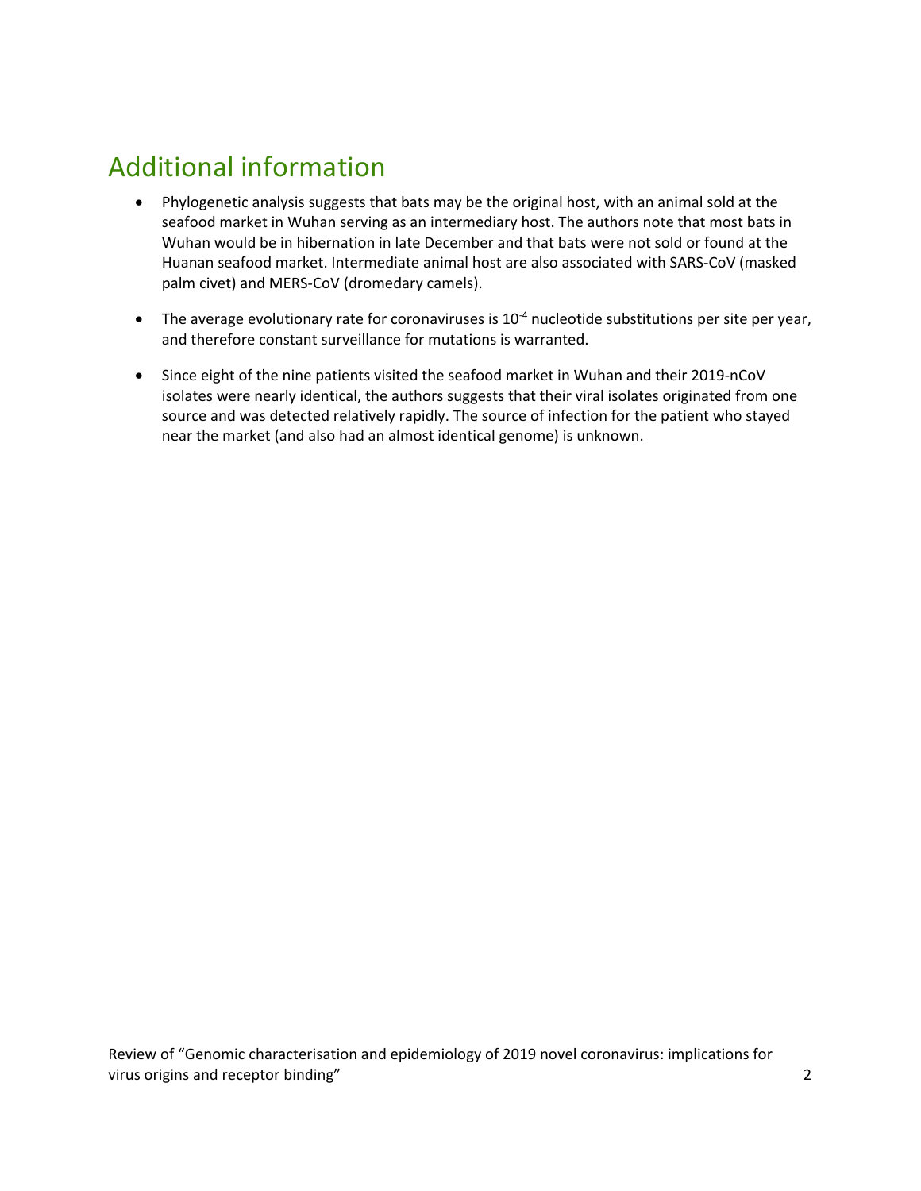## Additional information

- Phylogenetic analysis suggests that bats may be the original host, with an animal sold at the seafood market in Wuhan serving as an intermediary host. The authors note that most bats in Wuhan would be in hibernation in late December and that bats were not sold or found at the Huanan seafood market. Intermediate animal host are also associated with SARS-CoV (masked palm civet) and MERS-CoV (dromedary camels).

- The average evolutionary rate for coronaviruses is $10^{-4}$ nucleotide substitutions per site per year, and therefore constant surveillance for mutations is warranted.

- Since eight of the nine patients visited the seafood market in Wuhan and their 2019-nCoV isolates were nearly identical, the authors suggests that their viral isolates originated from one source and was detected relatively rapidly. The source of infection for the patient who stayed near the market (and also had an almost identical genome) is unknown.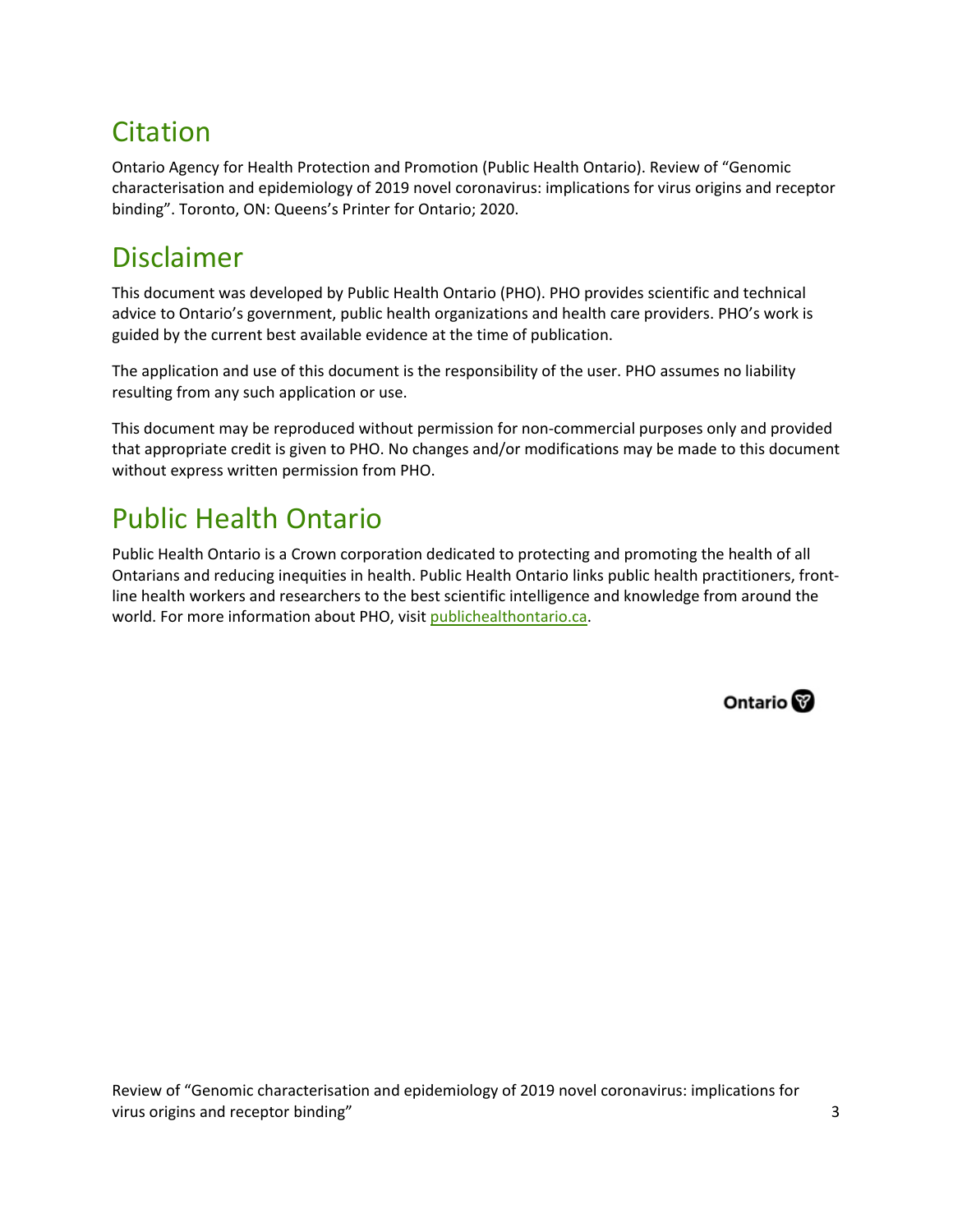## Citation

Ontario Agency for Health Protection and Promotion (Public Health Ontario). Review of "Genomic characterisation and epidemiology of 2019 novel coronavirus: implications for virus origins and receptor binding". Toronto, ON: Queens's Printer for Ontario; 2020.

## Disclaimer

This document was developed by Public Health Ontario (PHO). PHO provides scientific and technical advice to Ontario's government, public health organizations and health care providers. PHO's work is guided by the current best available evidence at the time of publication.

The application and use of this document is the responsibility of the user. PHO assumes no liability resulting from any such application or use.

This document may be reproduced without permission for non-commercial purposes only and provided that appropriate credit is given to PHO. No changes and/or modifications may be made to this document without express written permission from PHO.

## Public Health Ontario

Public Health Ontario is a Crown corporation dedicated to protecting and promoting the health of all Ontarians and reducing inequities in health. Public Health Ontario links public health practitioners, front-line health workers and researchers to the best scientific intelligence and knowledge from around the world. For more information about PHO, visit [publichealthontario.ca](publichealthontario.ca).

Ontario